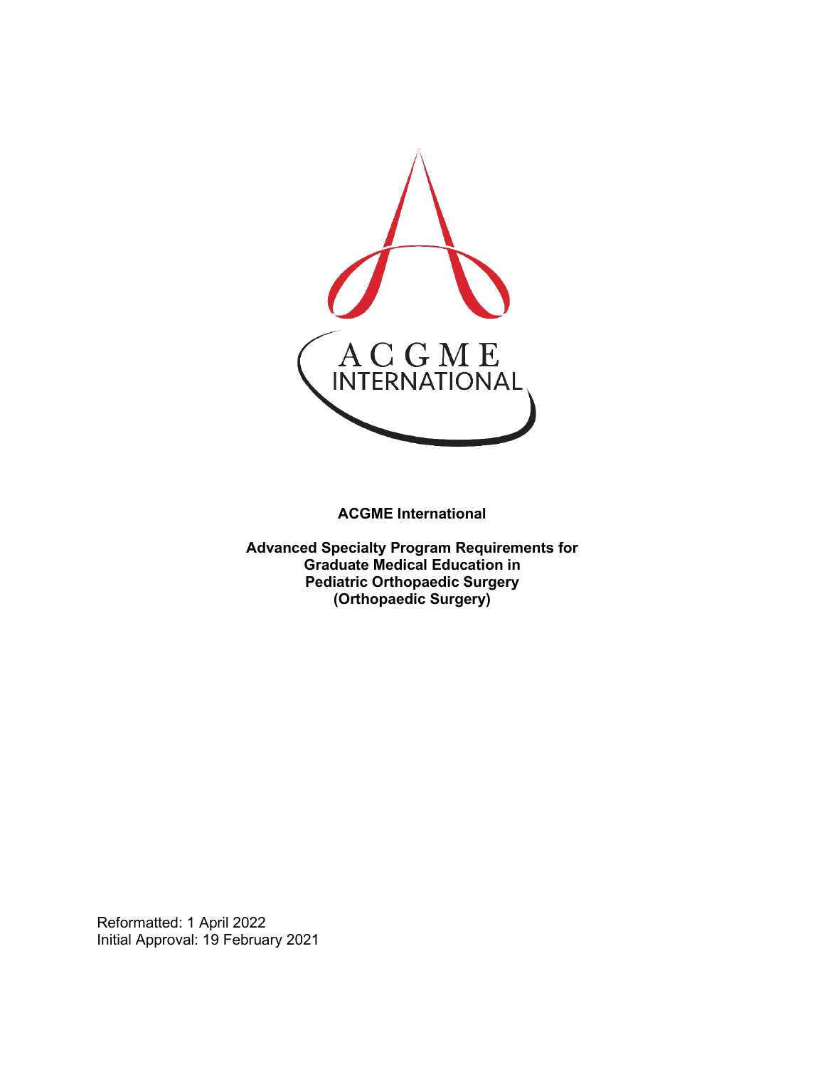**ACGME International**

**Advanced Specialty Program Requirements for Graduate Medical Education in Pediatric Orthopaedic Surgery (Orthopaedic Surgery)**

Reformatted: 1 April 2022
Initial Approval: 19 February 2021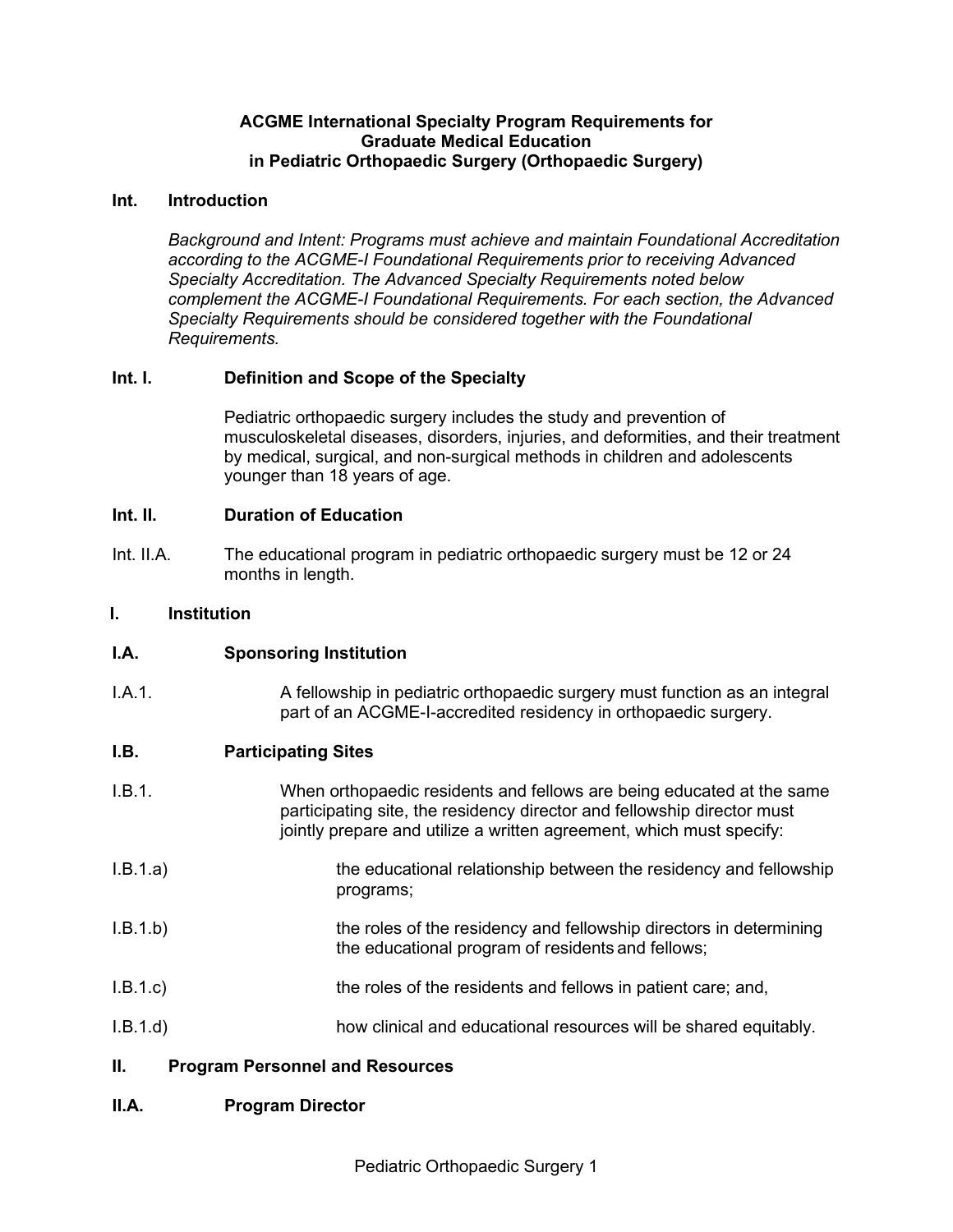**ACGME International Specialty Program Requirements for Graduate Medical Education in Pediatric Orthopaedic Surgery (Orthopaedic Surgery)**

**Int. Introduction**

*Background and Intent: Programs must achieve and maintain Foundational Accreditation according to the ACGME-I Foundational Requirements prior to receiving Advanced Specialty Accreditation. The Advanced Specialty Requirements noted below complement the ACGME-I Foundational Requirements. For each section, the Advanced Specialty Requirements should be considered together with the Foundational Requirements.*

**Int. I. Definition and Scope of the Specialty**

Pediatric orthopaedic surgery includes the study and prevention of musculoskeletal diseases, disorders, injuries, and deformities, and their treatment by medical, surgical, and non-surgical methods in children and adolescents younger than 18 years of age.

**Int. II. Duration of Education**

Int. II.A. The educational program in pediatric orthopaedic surgery must be 12 or 24 months in length.

**I. Institution**

**I.A. Sponsoring Institution**

I.A.1. A fellowship in pediatric orthopaedic surgery must function as an integral part of an ACGME-I-accredited residency in orthopaedic surgery.

**I.B. Participating Sites**

I.B.1. When orthopaedic residents and fellows are being educated at the same participating site, the residency director and fellowship director must jointly prepare and utilize a written agreement, which must specify:

I.B.1.a) the educational relationship between the residency and fellowship programs;

I.B.1.b) the roles of the residency and fellowship directors in determining the educational program of residents and fellows;

I.B.1.c) the roles of the residents and fellows in patient care; and,

I.B.1.d) how clinical and educational resources will be shared equitably.

**II. Program Personnel and Resources**

**II.A. Program Director**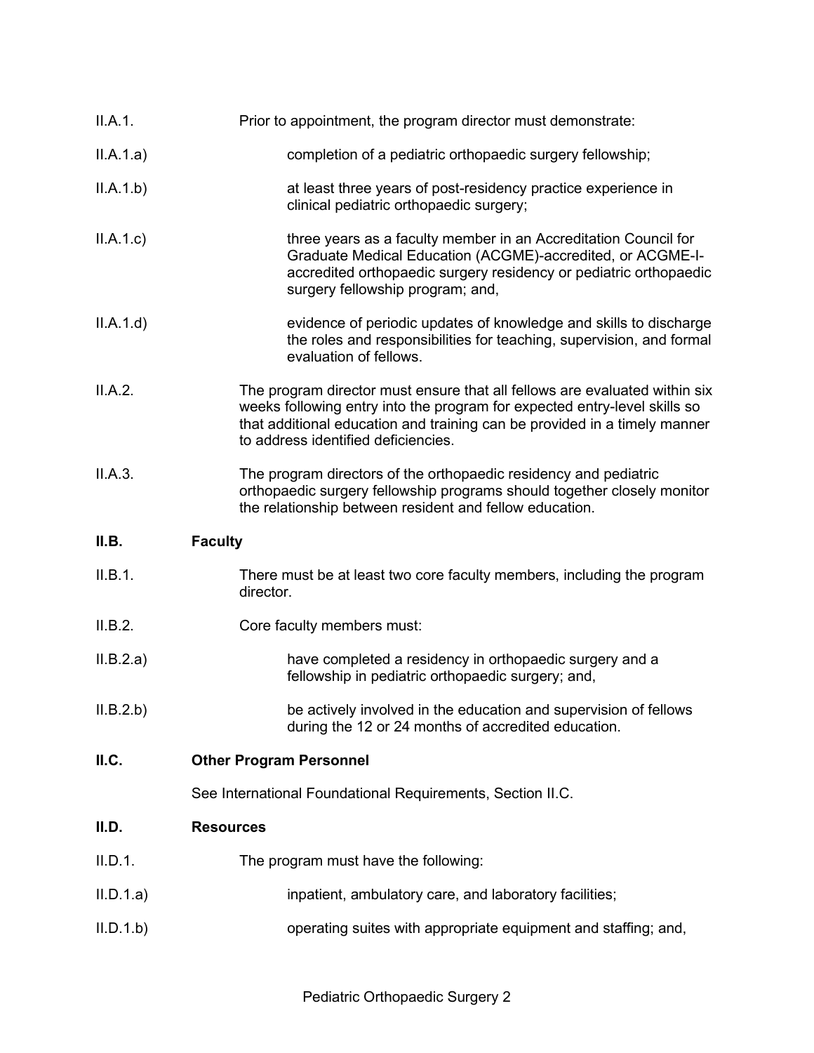II.A.1. Prior to appointment, the program director must demonstrate:

II.A.1.a) completion of a pediatric orthopaedic surgery fellowship;

II.A.1.b) at least three years of post-residency practice experience in clinical pediatric orthopaedic surgery;

II.A.1.c) three years as a faculty member in an Accreditation Council for Graduate Medical Education (ACGME)-accredited, or ACGME-I-accredited orthopaedic surgery residency or pediatric orthopaedic surgery fellowship program; and,

II.A.1.d) evidence of periodic updates of knowledge and skills to discharge the roles and responsibilities for teaching, supervision, and formal evaluation of fellows.

II.A.2. The program director must ensure that all fellows are evaluated within six weeks following entry into the program for expected entry-level skills so that additional education and training can be provided in a timely manner to address identified deficiencies.

II.A.3. The program directors of the orthopaedic residency and pediatric orthopaedic surgery fellowship programs should together closely monitor the relationship between resident and fellow education.

**II.B. Faculty**

II.B.1. There must be at least two core faculty members, including the program director.

II.B.2. Core faculty members must:

II.B.2.a) have completed a residency in orthopaedic surgery and a fellowship in pediatric orthopaedic surgery; and,

II.B.2.b) be actively involved in the education and supervision of fellows during the 12 or 24 months of accredited education.

**II.C. Other Program Personnel**

See International Foundational Requirements, Section II.C.

**II.D. Resources**

II.D.1. The program must have the following:

II.D.1.a) inpatient, ambulatory care, and laboratory facilities;

II.D.1.b) operating suites with appropriate equipment and staffing; and,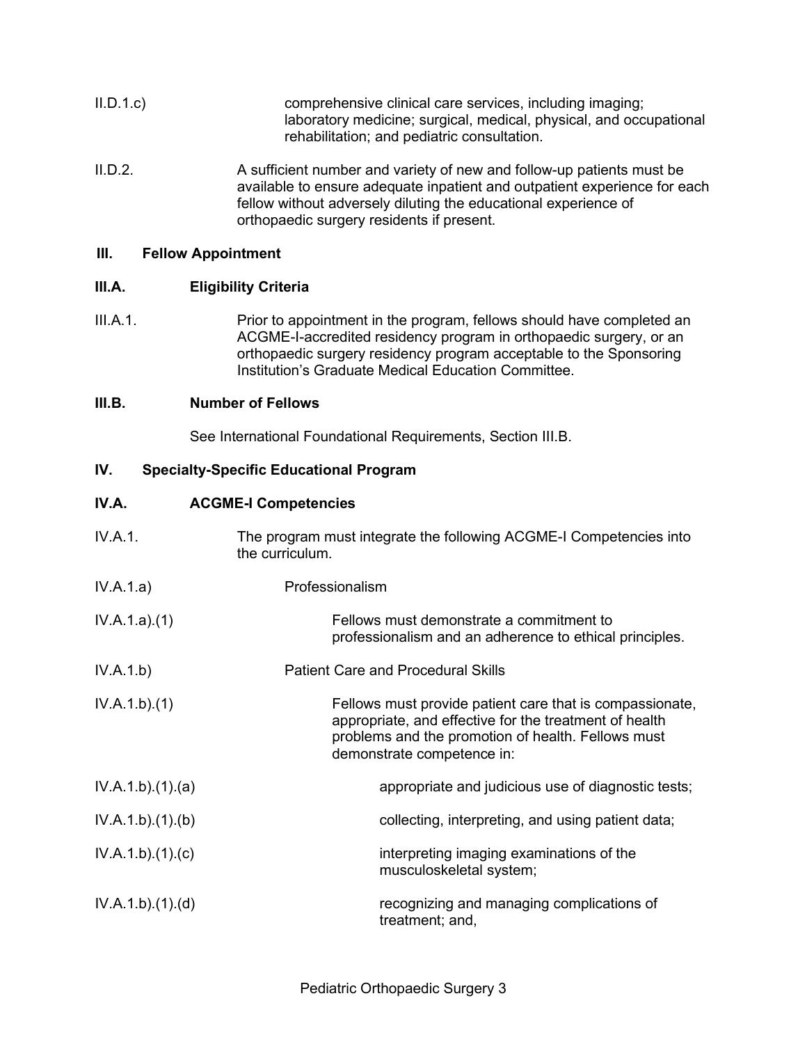II.D.1.c) comprehensive clinical care services, including imaging; laboratory medicine; surgical, medical, physical, and occupational rehabilitation; and pediatric consultation.

II.D.2. A sufficient number and variety of new and follow-up patients must be available to ensure adequate inpatient and outpatient experience for each fellow without adversely diluting the educational experience of orthopaedic surgery residents if present.

## III. Fellow Appointment

### III.A. Eligibility Criteria

III.A.1. Prior to appointment in the program, fellows should have completed an ACGME-I-accredited residency program in orthopaedic surgery, or an orthopaedic surgery residency program acceptable to the Sponsoring Institution's Graduate Medical Education Committee.

### III.B. Number of Fellows

See International Foundational Requirements, Section III.B.

## IV. Specialty-Specific Educational Program

### IV.A. ACGME-I Competencies

IV.A.1. The program must integrate the following ACGME-I Competencies into the curriculum.

IV.A.1.a) Professionalism

IV.A.1.a).(1) Fellows must demonstrate a commitment to professionalism and an adherence to ethical principles.

IV.A.1.b) Patient Care and Procedural Skills

IV.A.1.b).(1) Fellows must provide patient care that is compassionate, appropriate, and effective for the treatment of health problems and the promotion of health. Fellows must demonstrate competence in:

IV.A.1.b).(1).(a) appropriate and judicious use of diagnostic tests;

IV.A.1.b).(1).(b) collecting, interpreting, and using patient data;

IV.A.1.b).(1).(c) interpreting imaging examinations of the musculoskeletal system;

IV.A.1.b).(1).(d) recognizing and managing complications of treatment; and,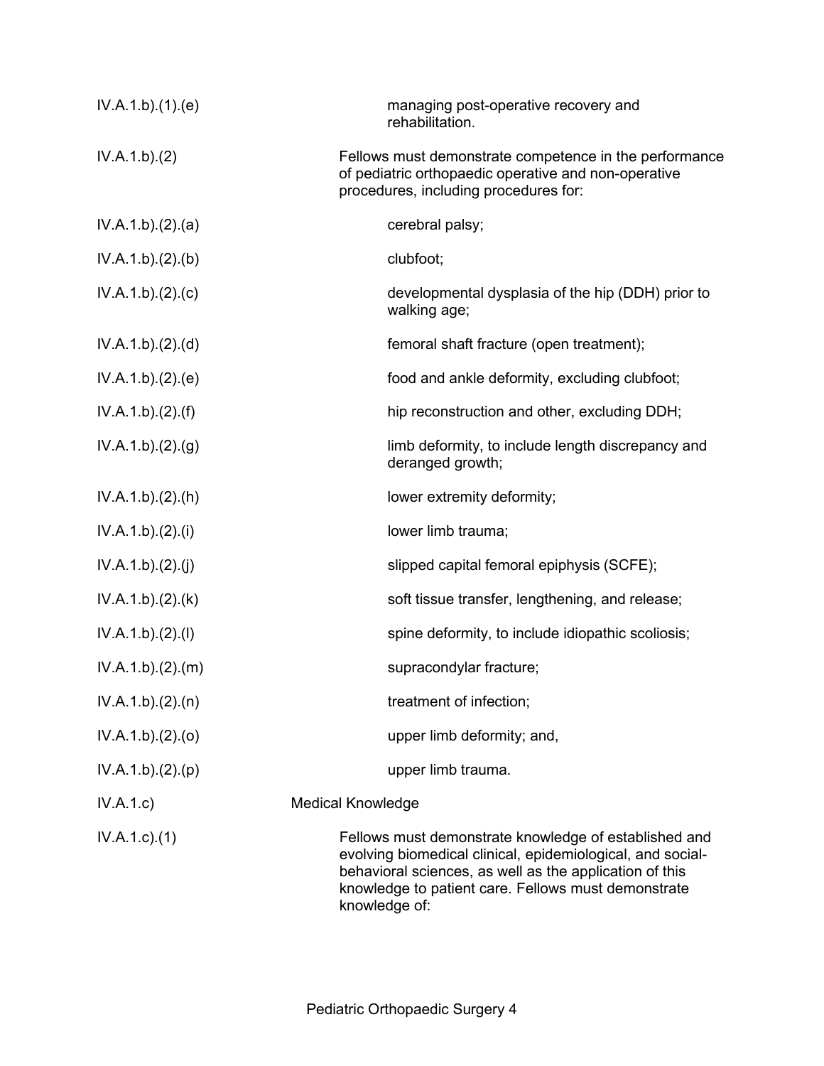IV.A.1.b).(1).(e) managing post-operative recovery and rehabilitation.

IV.A.1.b).(2) Fellows must demonstrate competence in the performance of pediatric orthopaedic operative and non-operative procedures, including procedures for:

IV.A.1.b).(2).(a) cerebral palsy;

IV.A.1.b).(2).(b) clubfoot;

IV.A.1.b).(2).(c) developmental dysplasia of the hip (DDH) prior to walking age;

IV.A.1.b).(2).(d) femoral shaft fracture (open treatment);

IV.A.1.b).(2).(e) food and ankle deformity, excluding clubfoot;

IV.A.1.b).(2).(f) hip reconstruction and other, excluding DDH;

IV.A.1.b).(2).(g) limb deformity, to include length discrepancy and deranged growth;

IV.A.1.b).(2).(h) lower extremity deformity;

IV.A.1.b).(2).(i) lower limb trauma;

IV.A.1.b).(2).(j) slipped capital femoral epiphysis (SCFE);

IV.A.1.b).(2).(k) soft tissue transfer, lengthening, and release;

IV.A.1.b).(2).(l) spine deformity, to include idiopathic scoliosis;

IV.A.1.b).(2).(m) supracondylar fracture;

IV.A.1.b).(2).(n) treatment of infection;

IV.A.1.b).(2).(o) upper limb deformity; and,

IV.A.1.b).(2).(p) upper limb trauma.

IV.A.1.c) Medical Knowledge

IV.A.1.c).(1) Fellows must demonstrate knowledge of established and evolving biomedical clinical, epidemiological, and social-behavioral sciences, as well as the application of this knowledge to patient care. Fellows must demonstrate knowledge of: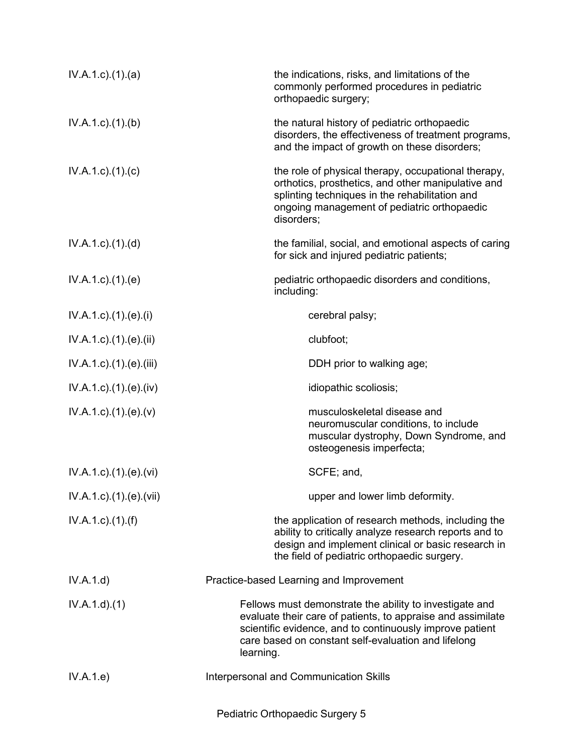| | |
|---|---|
| IV.A.1.c).(1).(a) | the indications, risks, and limitations of the commonly performed procedures in pediatric orthopaedic surgery; |
| IV.A.1.c).(1).(b) | the natural history of pediatric orthopaedic disorders, the effectiveness of treatment programs, and the impact of growth on these disorders; |
| IV.A.1.c).(1).(c) | the role of physical therapy, occupational therapy, orthotics, prosthetics, and other manipulative and splinting techniques in the rehabilitation and ongoing management of pediatric orthopaedic disorders; |
| IV.A.1.c).(1).(d) | the familial, social, and emotional aspects of caring for sick and injured pediatric patients; |
| IV.A.1.c).(1).(e) | pediatric orthopaedic disorders and conditions, including: |
| IV.A.1.c).(1).(e).(i) | cerebral palsy; |
| IV.A.1.c).(1).(e).(ii) | clubfoot; |
| IV.A.1.c).(1).(e).(iii) | DDH prior to walking age; |
| IV.A.1.c).(1).(e).(iv) | idiopathic scoliosis; |
| IV.A.1.c).(1).(e).(v) | musculoskeletal disease and neuromuscular conditions, to include muscular dystrophy, Down Syndrome, and osteogenesis imperfecta; |
| IV.A.1.c).(1).(e).(vi) | SCFE; and, |
| IV.A.1.c).(1).(e).(vii) | upper and lower limb deformity. |
| IV.A.1.c).(1).(f) | the application of research methods, including the ability to critically analyze research reports and to design and implement clinical or basic research in the field of pediatric orthopaedic surgery. |
| IV.A.1.d) | Practice-based Learning and Improvement |
| IV.A.1.d).(1) | Fellows must demonstrate the ability to investigate and evaluate their care of patients, to appraise and assimilate scientific evidence, and to continuously improve patient care based on constant self-evaluation and lifelong learning. |
| IV.A.1.e) | Interpersonal and Communication Skills |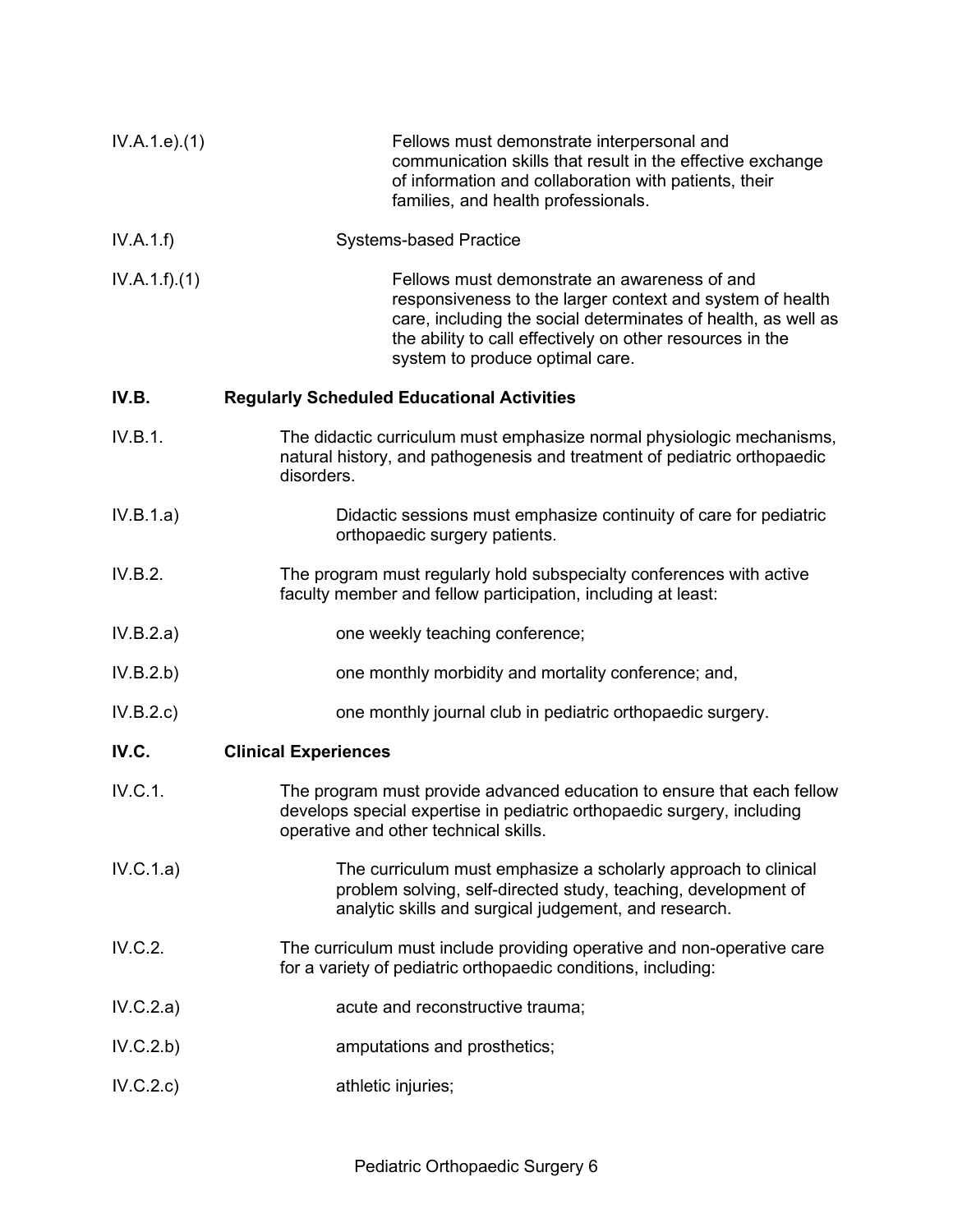IV.A.1.e).(1) Fellows must demonstrate interpersonal and communication skills that result in the effective exchange of information and collaboration with patients, their families, and health professionals.

IV.A.1.f) Systems-based Practice

IV.A.1.f).(1) Fellows must demonstrate an awareness of and responsiveness to the larger context and system of health care, including the social determinates of health, as well as the ability to call effectively on other resources in the system to produce optimal care.

**IV.B. Regularly Scheduled Educational Activities**

IV.B.1. The didactic curriculum must emphasize normal physiologic mechanisms, natural history, and pathogenesis and treatment of pediatric orthopaedic disorders.

IV.B.1.a) Didactic sessions must emphasize continuity of care for pediatric orthopaedic surgery patients.

IV.B.2. The program must regularly hold subspecialty conferences with active faculty member and fellow participation, including at least:

IV.B.2.a) one weekly teaching conference;

IV.B.2.b) one monthly morbidity and mortality conference; and,

IV.B.2.c) one monthly journal club in pediatric orthopaedic surgery.

**IV.C. Clinical Experiences**

IV.C.1. The program must provide advanced education to ensure that each fellow develops special expertise in pediatric orthopaedic surgery, including operative and other technical skills.

IV.C.1.a) The curriculum must emphasize a scholarly approach to clinical problem solving, self-directed study, teaching, development of analytic skills and surgical judgement, and research.

IV.C.2. The curriculum must include providing operative and non-operative care for a variety of pediatric orthopaedic conditions, including:

IV.C.2.a) acute and reconstructive trauma;

IV.C.2.b) amputations and prosthetics;

IV.C.2.c) athletic injuries;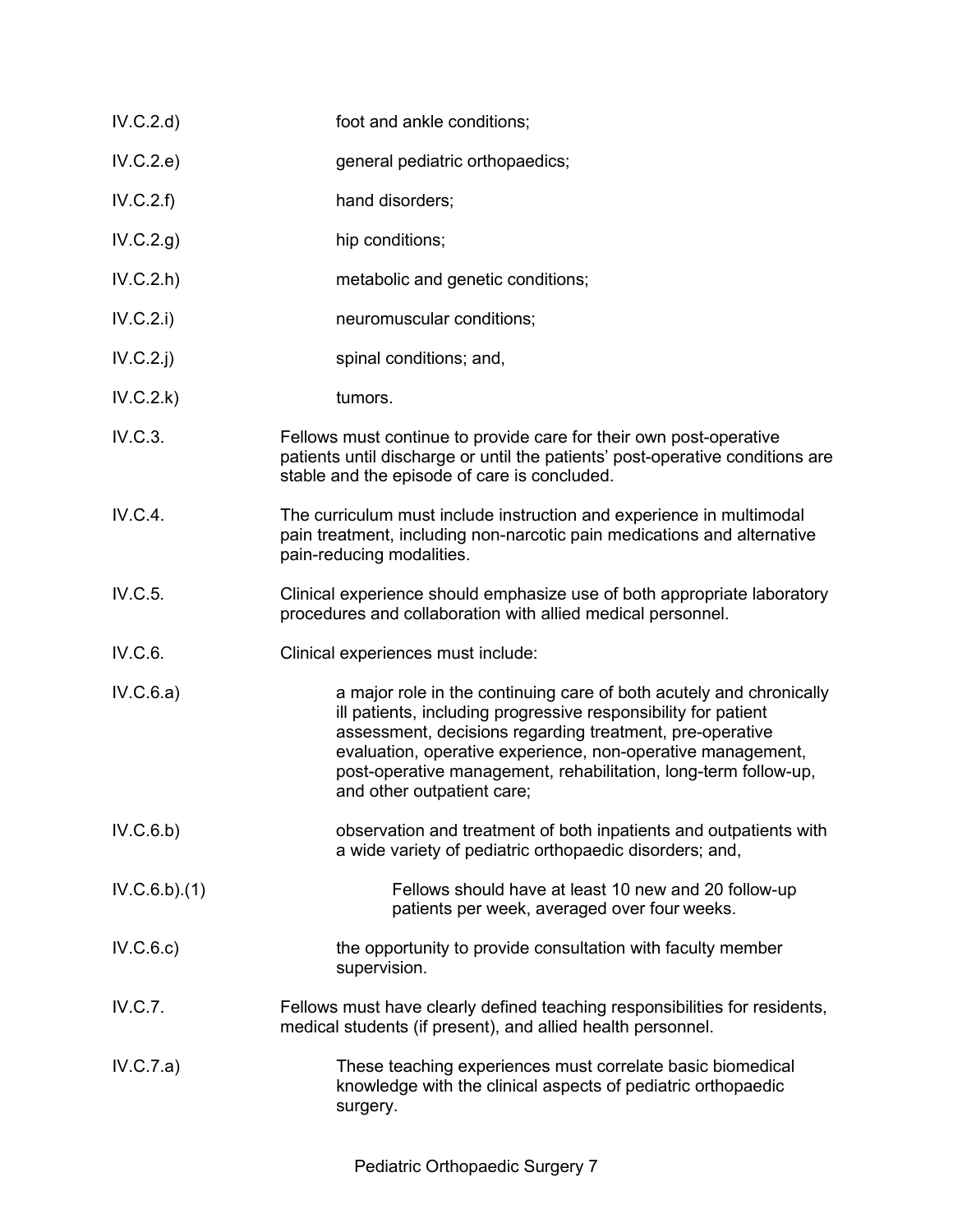IV.C.2.d) foot and ankle conditions;

IV.C.2.e) general pediatric orthopaedics;

IV.C.2.f) hand disorders;

IV.C.2.g) hip conditions;

IV.C.2.h) metabolic and genetic conditions;

IV.C.2.i) neuromuscular conditions;

IV.C.2.j) spinal conditions; and,

IV.C.2.k) tumors.

IV.C.3. Fellows must continue to provide care for their own post-operative patients until discharge or until the patients' post-operative conditions are stable and the episode of care is concluded.

IV.C.4. The curriculum must include instruction and experience in multimodal pain treatment, including non-narcotic pain medications and alternative pain-reducing modalities.

IV.C.5. Clinical experience should emphasize use of both appropriate laboratory procedures and collaboration with allied medical personnel.

IV.C.6. Clinical experiences must include:

IV.C.6.a) a major role in the continuing care of both acutely and chronically ill patients, including progressive responsibility for patient assessment, decisions regarding treatment, pre-operative evaluation, operative experience, non-operative management, post-operative management, rehabilitation, long-term follow-up, and other outpatient care;

IV.C.6.b) observation and treatment of both inpatients and outpatients with a wide variety of pediatric orthopaedic disorders; and,

IV.C.6.b).(1) Fellows should have at least 10 new and 20 follow-up patients per week, averaged over four weeks.

IV.C.6.c) the opportunity to provide consultation with faculty member supervision.

IV.C.7. Fellows must have clearly defined teaching responsibilities for residents, medical students (if present), and allied health personnel.

IV.C.7.a) These teaching experiences must correlate basic biomedical knowledge with the clinical aspects of pediatric orthopaedic surgery.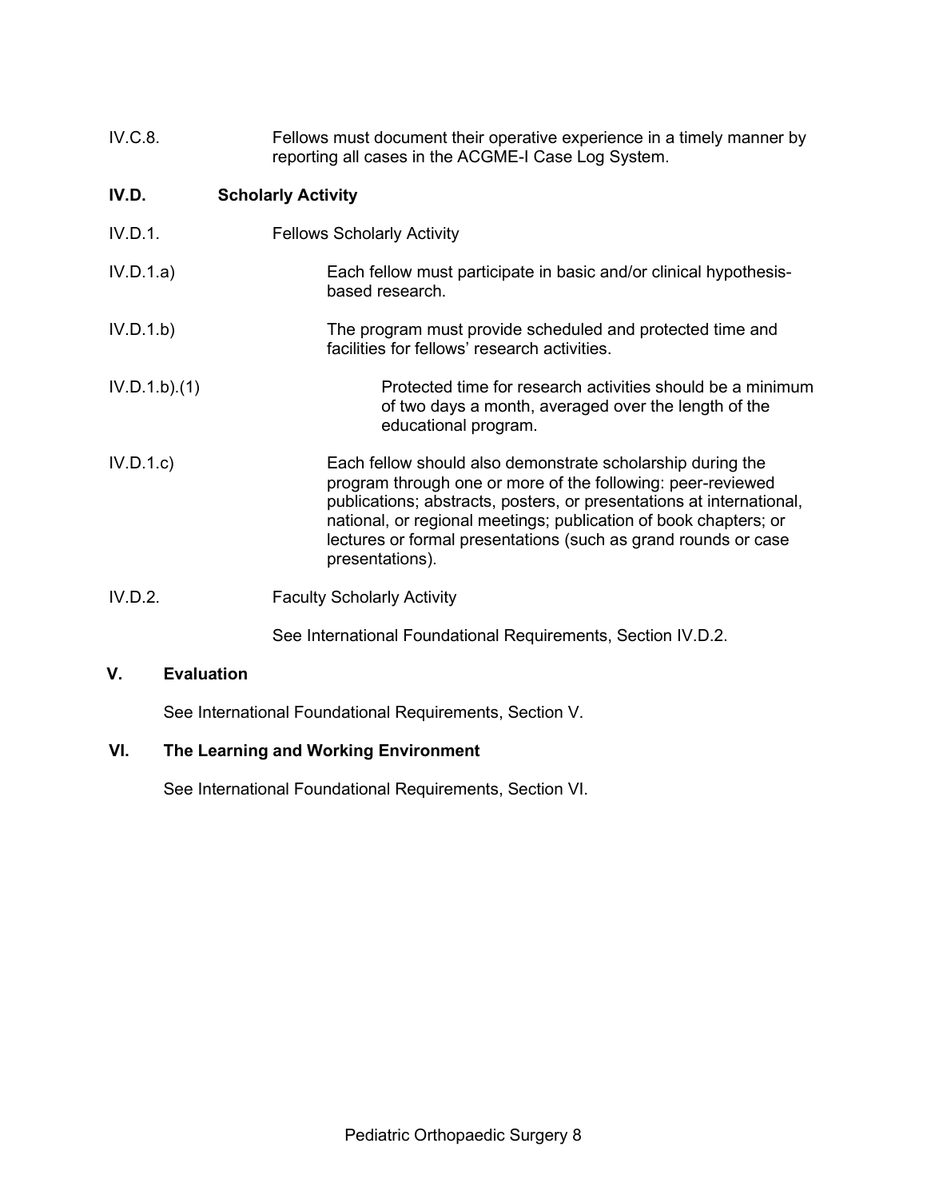IV.C.8. Fellows must document their operative experience in a timely manner by reporting all cases in the ACGME-I Case Log System.

**IV.D. Scholarly Activity**

IV.D.1. Fellows Scholarly Activity

IV.D.1.a) Each fellow must participate in basic and/or clinical hypothesis-based research.

IV.D.1.b) The program must provide scheduled and protected time and facilities for fellows' research activities.

IV.D.1.b).(1) Protected time for research activities should be a minimum of two days a month, averaged over the length of the educational program.

IV.D.1.c) Each fellow should also demonstrate scholarship during the program through one or more of the following: peer-reviewed publications; abstracts, posters, or presentations at international, national, or regional meetings; publication of book chapters; or lectures or formal presentations (such as grand rounds or case presentations).

IV.D.2. Faculty Scholarly Activity

See International Foundational Requirements, Section IV.D.2.

## V. Evaluation

See International Foundational Requirements, Section V.

## VI. The Learning and Working Environment

See International Foundational Requirements, Section VI.